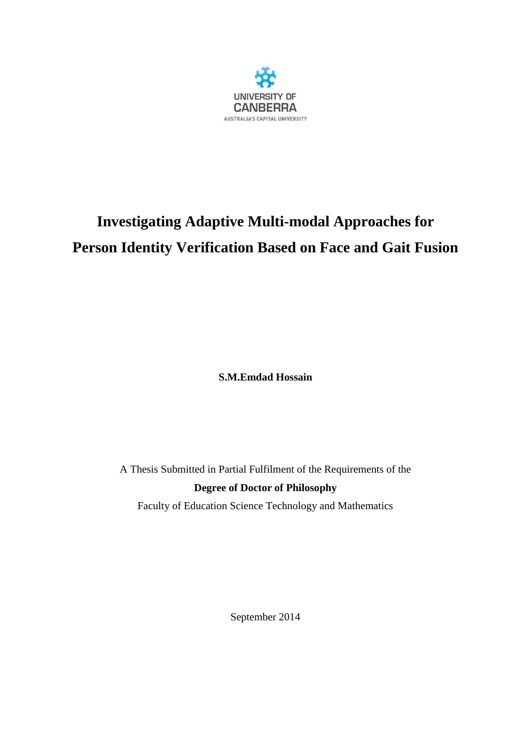UNIVERSITY OF CANBERRA

AUSTRALIA'S CAPITAL UNIVERSITY

# Investigating Adaptive Multi-modal Approaches for Person Identity Verification Based on Face and Gait Fusion

**S.M.Emdad Hossain**

A Thesis Submitted in Partial Fulfilment of the Requirements of the

**Degree of Doctor of Philosophy**

Faculty of Education Science Technology and Mathematics

September 2014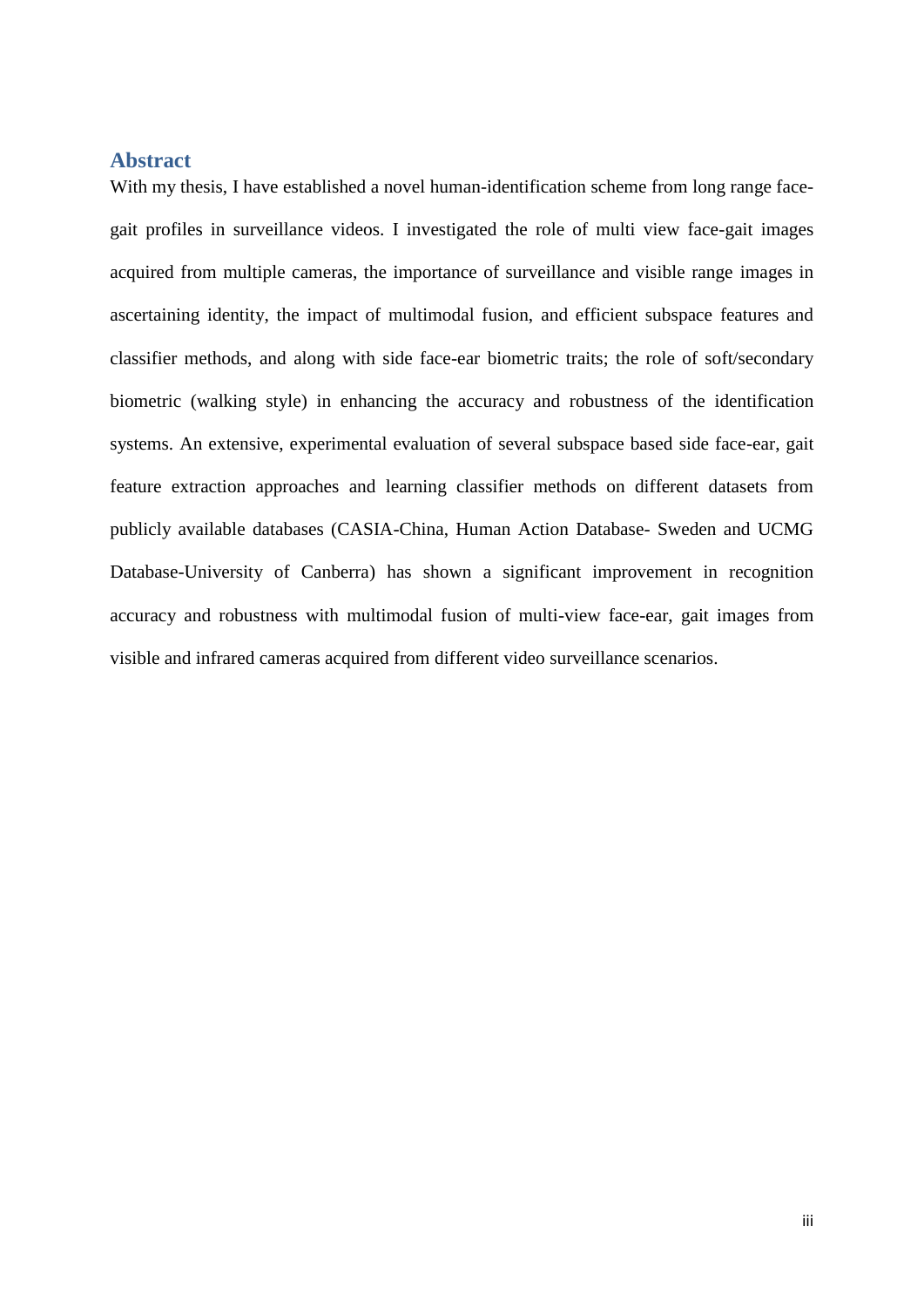## Abstract

With my thesis, I have established a novel human-identification scheme from long range face-gait profiles in surveillance videos. I investigated the role of multi view face-gait images acquired from multiple cameras, the importance of surveillance and visible range images in ascertaining identity, the impact of multimodal fusion, and efficient subspace features and classifier methods, and along with side face-ear biometric traits; the role of soft/secondary biometric (walking style) in enhancing the accuracy and robustness of the identification systems. An extensive, experimental evaluation of several subspace based side face-ear, gait feature extraction approaches and learning classifier methods on different datasets from publicly available databases (CASIA-China, Human Action Database- Sweden and UCMG Database-University of Canberra) has shown a significant improvement in recognition accuracy and robustness with multimodal fusion of multi-view face-ear, gait images from visible and infrared cameras acquired from different video surveillance scenarios.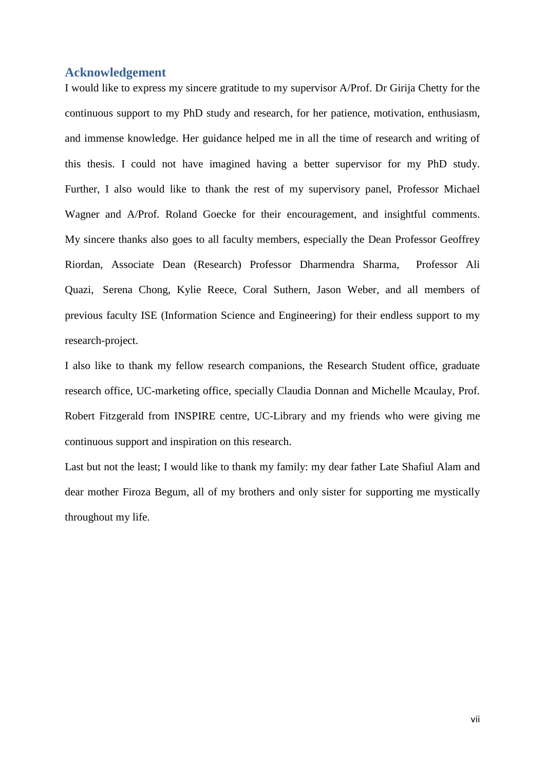## Acknowledgement

I would like to express my sincere gratitude to my supervisor A/Prof. Dr Girija Chetty for the continuous support to my PhD study and research, for her patience, motivation, enthusiasm, and immense knowledge. Her guidance helped me in all the time of research and writing of this thesis. I could not have imagined having a better supervisor for my PhD study. Further, I also would like to thank the rest of my supervisory panel, Professor Michael Wagner and A/Prof. Roland Goecke for their encouragement, and insightful comments. My sincere thanks also goes to all faculty members, especially the Dean Professor Geoffrey Riordan, Associate Dean (Research) Professor Dharmendra Sharma, Professor Ali Quazi, Serena Chong, Kylie Reece, Coral Suthern, Jason Weber, and all members of previous faculty ISE (Information Science and Engineering) for their endless support to my research-project.

I also like to thank my fellow research companions, the Research Student office, graduate research office, UC-marketing office, specially Claudia Donnan and Michelle Mcaulay, Prof. Robert Fitzgerald from INSPIRE centre, UC-Library and my friends who were giving me continuous support and inspiration on this research.

Last but not the least; I would like to thank my family: my dear father Late Shafiul Alam and dear mother Firoza Begum, all of my brothers and only sister for supporting me mystically throughout my life.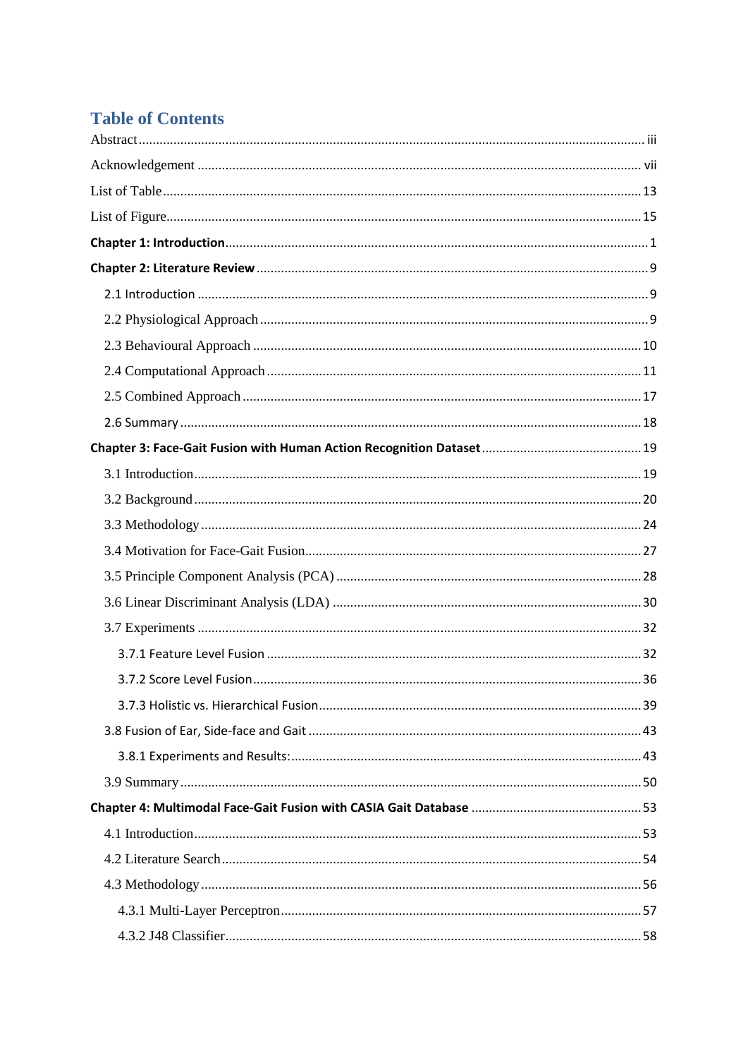## Table of Contents

Abstract ........ iii

Acknowledgement ........ vii

List of Table ........ 13

List of Figure ........ 15

**Chapter 1: Introduction** ........ 1

**Chapter 2: Literature Review** ........ 9

- 2.1 Introduction ........ 9
- 2.2 Physiological Approach ........ 9
- 2.3 Behavioural Approach ........ 10
- 2.4 Computational Approach ........ 11
- 2.5 Combined Approach ........ 17
- 2.6 Summary ........ 18

**Chapter 3: Face-Gait Fusion with Human Action Recognition Dataset** ........ 19

- 3.1 Introduction ........ 19
- 3.2 Background ........ 20
- 3.3 Methodology ........ 24
- 3.4 Motivation for Face-Gait Fusion ........ 27
- 3.5 Principle Component Analysis (PCA) ........ 28
- 3.6 Linear Discriminant Analysis (LDA) ........ 30
- 3.7 Experiments ........ 32
  - 3.7.1 Feature Level Fusion ........ 32
  - 3.7.2 Score Level Fusion ........ 36
  - 3.7.3 Holistic vs. Hierarchical Fusion ........ 39
- 3.8 Fusion of Ear, Side-face and Gait ........ 43
  - 3.8.1 Experiments and Results: ........ 43
- 3.9 Summary ........ 50

**Chapter 4: Multimodal Face-Gait Fusion with CASIA Gait Database** ........ 53

- 4.1 Introduction ........ 53
- 4.2 Literature Search ........ 54
- 4.3 Methodology ........ 56
  - 4.3.1 Multi-Layer Perceptron ........ 57
  - 4.3.2 J48 Classifier ........ 58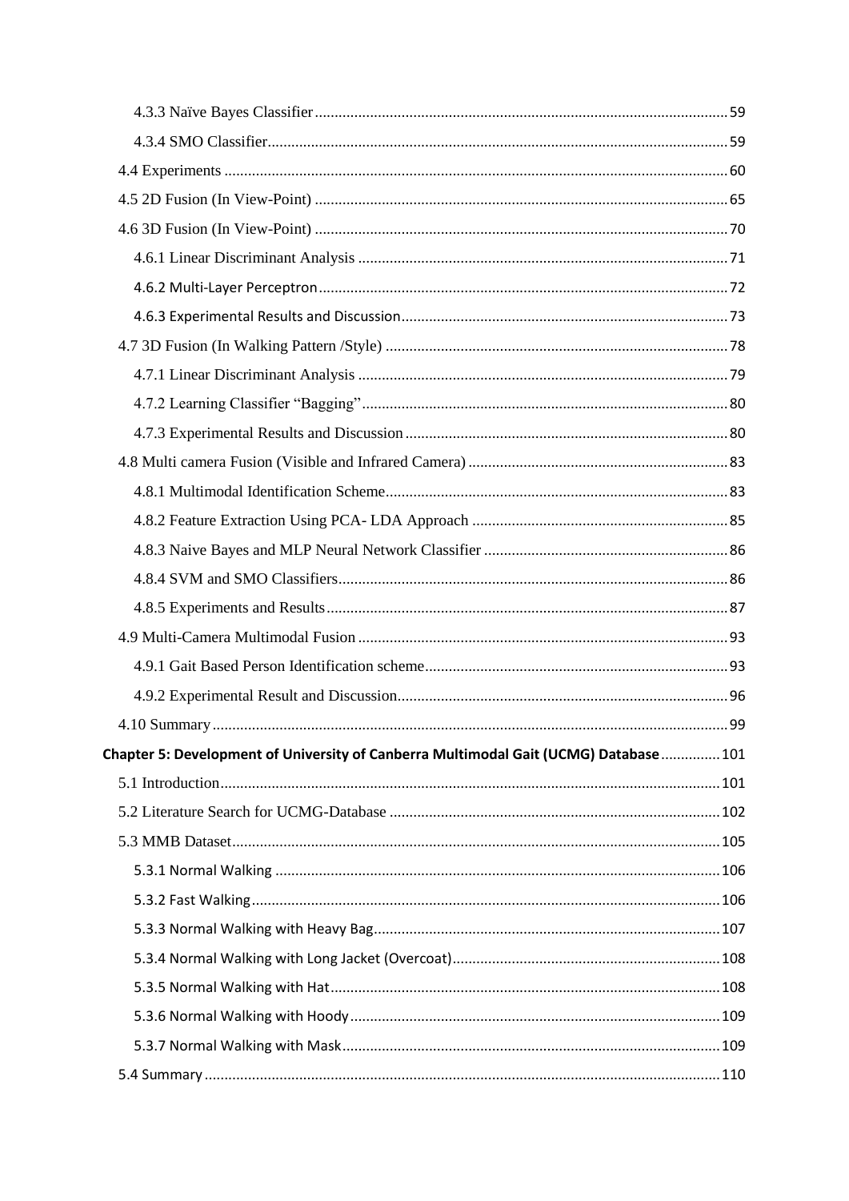4.3.3 Naïve Bayes Classifier ........................................................................................................ 59

4.3.4 SMO Classifier.................................................................................................................. 59

4.4 Experiments ............................................................................................................................. 60

4.5 2D Fusion (In View-Point) ....................................................................................................... 65

4.6 3D Fusion (In View-Point) ....................................................................................................... 70

4.6.1 Linear Discriminant Analysis ............................................................................................ 71

4.6.2 Multi-Layer Perceptron...................................................................................................... 72

4.6.3 Experimental Results and Discussion.................................................................................. 73

4.7 3D Fusion (In Walking Pattern /Style) ..................................................................................... 78

4.7.1 Linear Discriminant Analysis ............................................................................................ 79

4.7.2 Learning Classifier “Bagging”............................................................................................ 80

4.7.3 Experimental Results and Discussion ................................................................................. 80

4.8 Multi camera Fusion (Visible and Infrared Camera) ................................................................. 83

4.8.1 Multimodal Identification Scheme...................................................................................... 83

4.8.2 Feature Extraction Using PCA- LDA Approach ................................................................ 85

4.8.3 Naive Bayes and MLP Neural Network Classifier ............................................................. 86

4.8.4 SVM and SMO Classifiers.................................................................................................. 86

4.8.5 Experiments and Results.................................................................................................... 87

4.9 Multi-Camera Multimodal Fusion ............................................................................................ 93

4.9.1 Gait Based Person Identification scheme............................................................................ 93

4.9.2 Experimental Result and Discussion................................................................................... 96

4.10 Summary ................................................................................................................................ 99

**Chapter 5: Development of University of Canberra Multimodal Gait (UCMG) Database** .............. 101

5.1 Introduction.............................................................................................................................. 101

5.2 Literature Search for UCMG-Database ................................................................................... 102

5.3 MMB Dataset........................................................................................................................... 105

5.3.1 Normal Walking ................................................................................................................ 106

5.3.2 Fast Walking...................................................................................................................... 106

5.3.3 Normal Walking with Heavy Bag...................................................................................... 107

5.3.4 Normal Walking with Long Jacket (Overcoat)................................................................... 108

5.3.5 Normal Walking with Hat.................................................................................................. 108

5.3.6 Normal Walking with Hoody............................................................................................. 109

5.3.7 Normal Walking with Mask............................................................................................... 109

5.4 Summary ................................................................................................................................. 110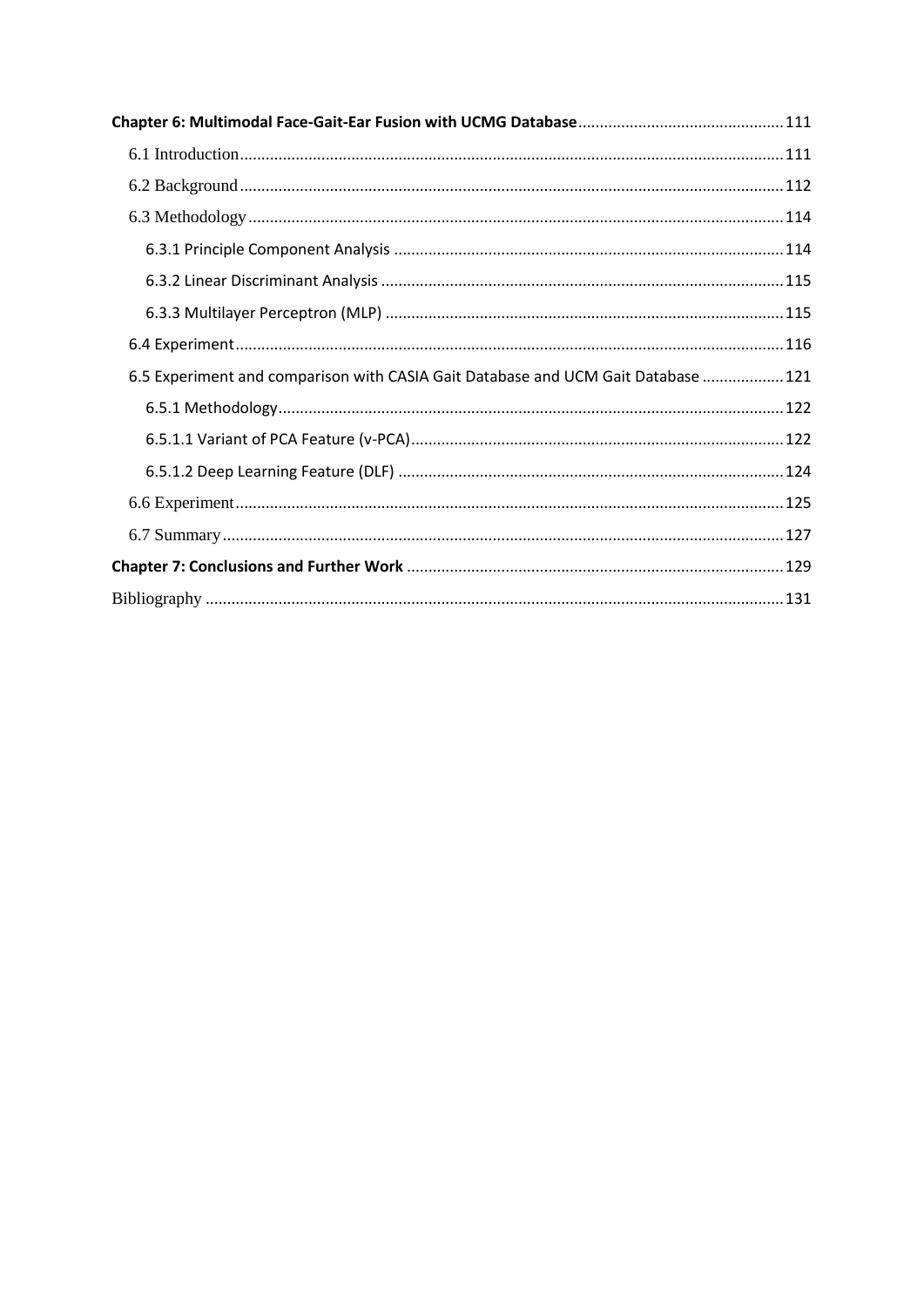**Chapter 6: Multimodal Face-Gait-Ear Fusion with UCMG Database** ........ 111

- 6.1 Introduction ........ 111
- 6.2 Background ........ 112
- 6.3 Methodology ........ 114
  - 6.3.1 Principle Component Analysis ........ 114
  - 6.3.2 Linear Discriminant Analysis ........ 115
  - 6.3.3 Multilayer Perceptron (MLP) ........ 115
- 6.4 Experiment ........ 116
- 6.5 Experiment and comparison with CASIA Gait Database and UCM Gait Database ........ 121
  - 6.5.1 Methodology ........ 122
  - 6.5.1.1 Variant of PCA Feature (v-PCA) ........ 122
  - 6.5.1.2 Deep Learning Feature (DLF) ........ 124
- 6.6 Experiment ........ 125
- 6.7 Summary ........ 127

**Chapter 7: Conclusions and Further Work** ........ 129

Bibliography ........ 131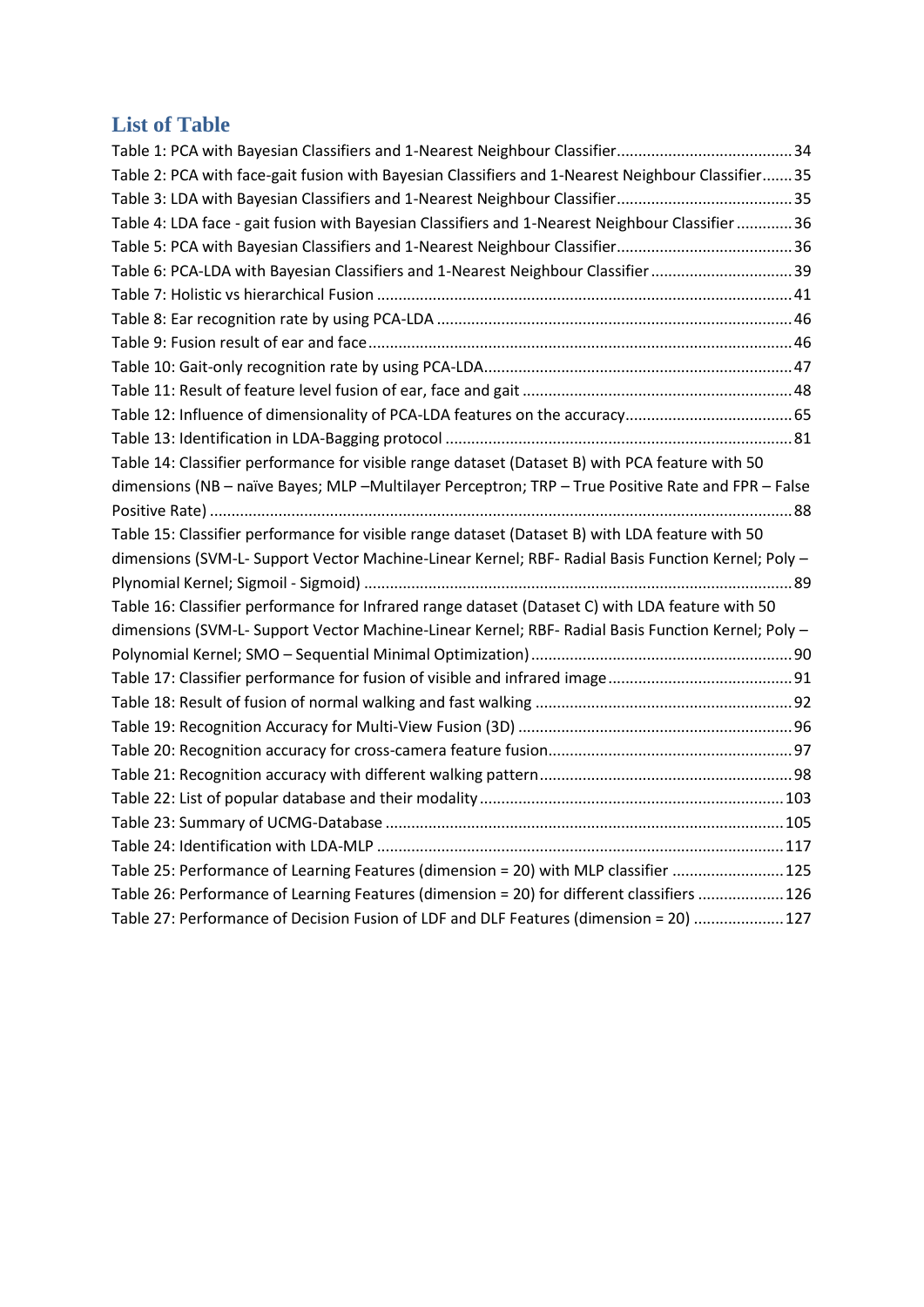## List of Table

Table 1: PCA with Bayesian Classifiers and 1-Nearest Neighbour Classifier........................................34

Table 2: PCA with face-gait fusion with Bayesian Classifiers and 1-Nearest Neighbour Classifier.......35

Table 3: LDA with Bayesian Classifiers and 1-Nearest Neighbour Classifier........................................35

Table 4: LDA face - gait fusion with Bayesian Classifiers and 1-Nearest Neighbour Classifier ............36

Table 5: PCA with Bayesian Classifiers and 1-Nearest Neighbour Classifier........................................36

Table 6: PCA-LDA with Bayesian Classifiers and 1-Nearest Neighbour Classifier ................................39

Table 7: Holistic vs hierarchical Fusion ...............................................................................................41

Table 8: Ear recognition rate by using PCA-LDA .................................................................................46

Table 9: Fusion result of ear and face..................................................................................................46

Table 10: Gait-only recognition rate by using PCA-LDA.......................................................................47

Table 11: Result of feature level fusion of ear, face and gait ..............................................................48

Table 12: Influence of dimensionality of PCA-LDA features on the accuracy.......................................65

Table 13: Identification in LDA-Bagging protocol ...............................................................................81

Table 14: Classifier performance for visible range dataset (Dataset B) with PCA feature with 50 dimensions (NB – naïve Bayes; MLP –Multilayer Perceptron; TRP – True Positive Rate and FPR – False Positive Rate) ......................................................................................................................................88

Table 15: Classifier performance for visible range dataset (Dataset B) with LDA feature with 50 dimensions (SVM-L- Support Vector Machine-Linear Kernel; RBF- Radial Basis Function Kernel; Poly – Plynomial Kernel; Sigmoil - Sigmoid) ..................................................................................................89

Table 16: Classifier performance for Infrared range dataset (Dataset C) with LDA feature with 50 dimensions (SVM-L- Support Vector Machine-Linear Kernel; RBF- Radial Basis Function Kernel; Poly – Polynomial Kernel; SMO – Sequential Minimal Optimization)............................................................90

Table 17: Classifier performance for fusion of visible and infrared image..........................................91

Table 18: Result of fusion of normal walking and fast walking ...........................................................92

Table 19: Recognition Accuracy for Multi-View Fusion (3D) ...............................................................96

Table 20: Recognition accuracy for cross-camera feature fusion........................................................97

Table 21: Recognition accuracy with different walking pattern..........................................................98

Table 22: List of popular database and their modality......................................................................103

Table 23: Summary of UCMG-Database ...........................................................................................105

Table 24: Identification with LDA-MLP .............................................................................................117

Table 25: Performance of Learning Features (dimension = 20) with MLP classifier .........................125

Table 26: Performance of Learning Features (dimension = 20) for different classifiers ....................126

Table 27: Performance of Decision Fusion of LDF and DLF Features (dimension = 20) .....................127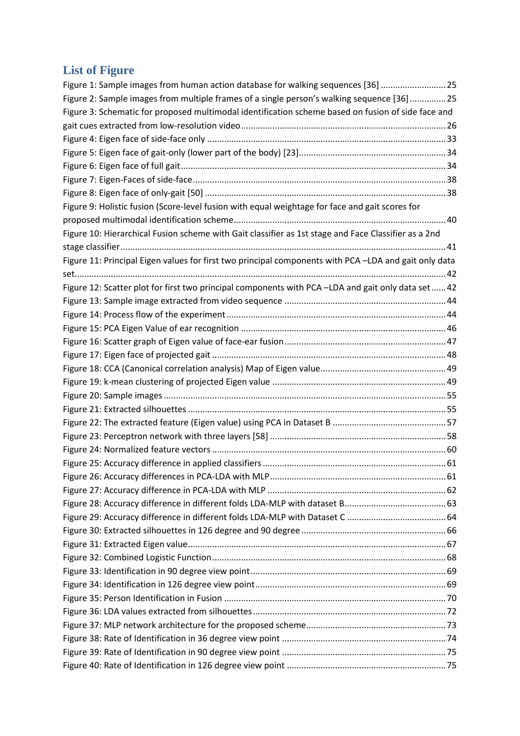# List of Figure

Figure 1: Sample images from human action database for walking sequences [36] ........................... 25

Figure 2: Sample images from multiple frames of a single person's walking sequence [36] ............... 25

Figure 3: Schematic for proposed multimodal identification scheme based on fusion of side face and gait cues extracted from low-resolution video .................................................................................... 26

Figure 4: Eigen face of side-face only ................................................................................................... 33

Figure 5: Eigen face of gait-only (lower part of the body) [23] ............................................................ 34

Figure 6: Eigen face of full gait ............................................................................................................. 34

Figure 7: Eigen-Faces of side-face ........................................................................................................ 38

Figure 8: Eigen face of only-gait [50] ................................................................................................... 38

Figure 9: Holistic fusion (Score-level fusion with equal weightage for face and gait scores for proposed multimodal identification scheme ....................................................................................... 40

Figure 10: Hierarchical Fusion scheme with Gait classifier as 1st stage and Face Classifier as a 2nd stage classifier ...................................................................................................................................... 41

Figure 11: Principal Eigen values for first two principal components with PCA –LDA and gait only data set ........................................................................................................................................................ 42

Figure 12: Scatter plot for first two principal components with PCA –LDA and gait only data set ...... 42

Figure 13: Sample image extracted from video sequence ................................................................... 44

Figure 14: Process flow of the experiment .......................................................................................... 44

Figure 15: PCA Eigen Value of ear recognition .................................................................................... 46

Figure 16: Scatter graph of Eigen value of face-ear fusion .................................................................. 47

Figure 17: Eigen face of projected gait ................................................................................................ 48

Figure 18: CCA (Canonical correlation analysis) Map of Eigen value .................................................... 49

Figure 19: k-mean clustering of projected Eigen value ........................................................................ 49

Figure 20: Sample images .................................................................................................................... 55

Figure 21: Extracted silhouettes .......................................................................................................... 55

Figure 22: The extracted feature (Eigen value) using PCA in Dataset B ............................................... 57

Figure 23: Perceptron network with three layers [58] ......................................................................... 58

Figure 24: Normalized feature vectors ................................................................................................ 60

Figure 25: Accuracy difference in applied classifiers ........................................................................... 61

Figure 26: Accuracy differences in PCA-LDA with MLP ........................................................................ 61

Figure 27: Accuracy difference in PCA-LDA with MLP ......................................................................... 62

Figure 28: Accuracy difference in different folds LDA-MLP with dataset B .......................................... 63

Figure 29: Accuracy difference in different folds LDA-MLP with Dataset C ......................................... 64

Figure 30: Extracted silhouettes in 126 degree and 90 degree ............................................................ 66

Figure 31: Extracted Eigen value .......................................................................................................... 67

Figure 32: Combined Logistic Function ................................................................................................ 68

Figure 33: Identification in 90 degree view point ................................................................................ 69

Figure 34: Identification in 126 degree view point .............................................................................. 69

Figure 35: Person Identification in Fusion ........................................................................................... 70

Figure 36: LDA values extracted from silhouettes ............................................................................... 72

Figure 37: MLP network architecture for the proposed scheme .......................................................... 73

Figure 38: Rate of Identification in 36 degree view point ................................................................... 74

Figure 39: Rate of Identification in 90 degree view point ................................................................... 75

Figure 40: Rate of Identification in 126 degree view point ................................................................. 75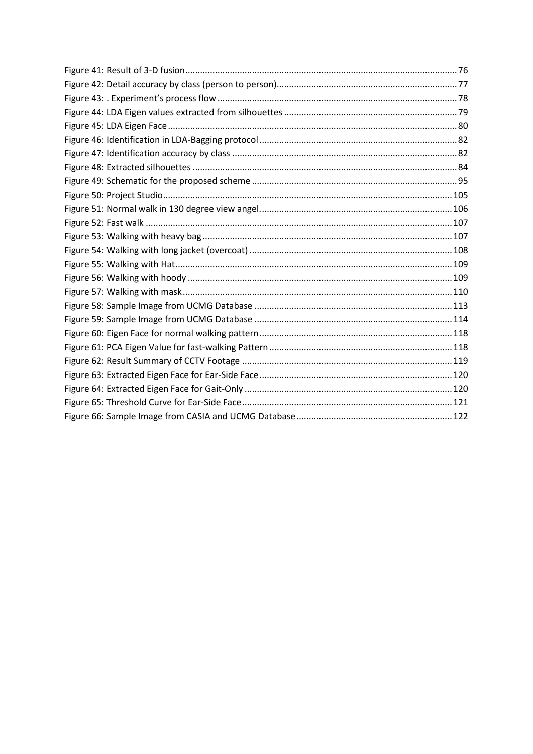Figure 41: Result of 3-D fusion ..... 76

Figure 42: Detail accuracy by class (person to person) ..... 77

Figure 43: . Experiment's process flow ..... 78

Figure 44: LDA Eigen values extracted from silhouettes ..... 79

Figure 45: LDA Eigen Face ..... 80

Figure 46: Identification in LDA-Bagging protocol ..... 82

Figure 47: Identification accuracy by class ..... 82

Figure 48: Extracted silhouettes ..... 84

Figure 49: Schematic for the proposed scheme ..... 95

Figure 50: Project Studio ..... 105

Figure 51: Normal walk in 130 degree view angel. ..... 106

Figure 52: Fast walk ..... 107

Figure 53: Walking with heavy bag ..... 107

Figure 54: Walking with long jacket (overcoat) ..... 108

Figure 55: Walking with Hat ..... 109

Figure 56: Walking with hoody ..... 109

Figure 57: Walking with mask ..... 110

Figure 58: Sample Image from UCMG Database ..... 113

Figure 59: Sample Image from UCMG Database ..... 114

Figure 60: Eigen Face for normal walking pattern ..... 118

Figure 61: PCA Eigen Value for fast-walking Pattern ..... 118

Figure 62: Result Summary of CCTV Footage ..... 119

Figure 63: Extracted Eigen Face for Ear-Side Face ..... 120

Figure 64: Extracted Eigen Face for Gait-Only ..... 120

Figure 65: Threshold Curve for Ear-Side Face ..... 121

Figure 66: Sample Image from CASIA and UCMG Database ..... 122